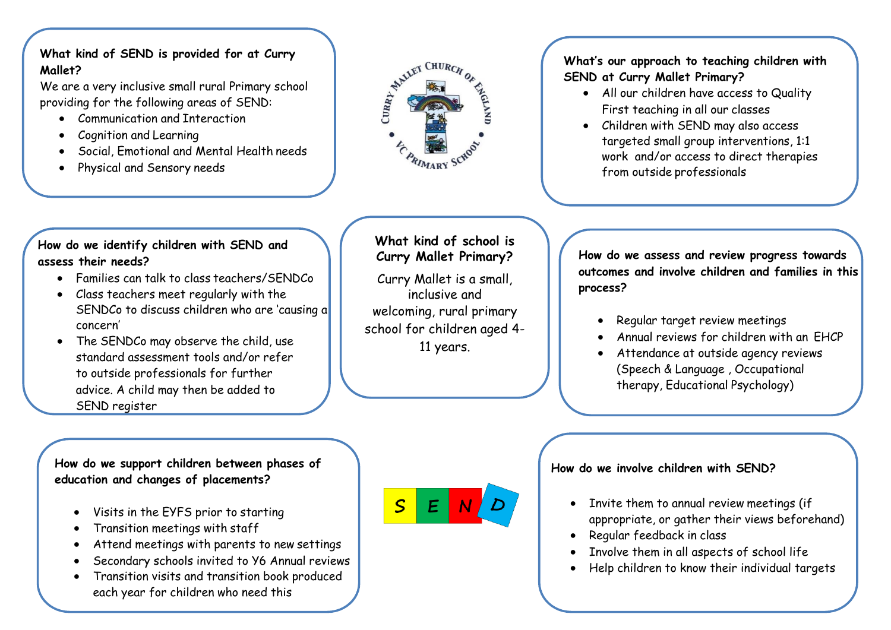## What kind of SEND is provided for at Curry Mallet?

We are a very inclusive small rural Primary school providing for the following areas of SEND:

- Communication and Interaction
- Cognition and Learning
- Social, Emotional and Mental Health needs
- Physical and Sensory needs

## What's our approach to teaching children with SEND at Curry Mallet Primary?

- All our children have access to Quality First teaching in all our classes
- Children with SEND may also access targeted small group interventions, 1:1 work and/or access to direct therapies from outside professionals

## How do we identify children with SEND and assess their needs?

- Families can talk to class teachers/SENDCo
- Class teachers meet regularly with the SENDCo to discuss children who are 'causing a concern'
- The SENDCo may observe the child, use standard assessment tools and/or refer to outside professionals for further advice. A child may then be added to SEND register

## What kind of school is Curry Mallet Primary?

Curry Mallet is a small, inclusive and welcoming, rural primary school for children aged 4-11 years.

## How do we assess and review progress towards outcomes and involve children and families in this process?

- Regular target review meetings
- Annual reviews for children with an EHCP
- Attendance at outside agency reviews (Speech & Language , Occupational therapy, Educational Psychology)

## How do we support children between phases of education and changes of placements?

- Visits in the EYFS prior to starting
- Transition meetings with staff
- Attend meetings with parents to new settings
- Secondary schools invited to Y6 Annual reviews
- Transition visits and transition book produced each year for children who need this

## How do we involve children with SEND?

- Invite them to annual review meetings (if appropriate, or gather their views beforehand)
- Regular feedback in class
- Involve them in all aspects of school life
- Help children to know their individual targets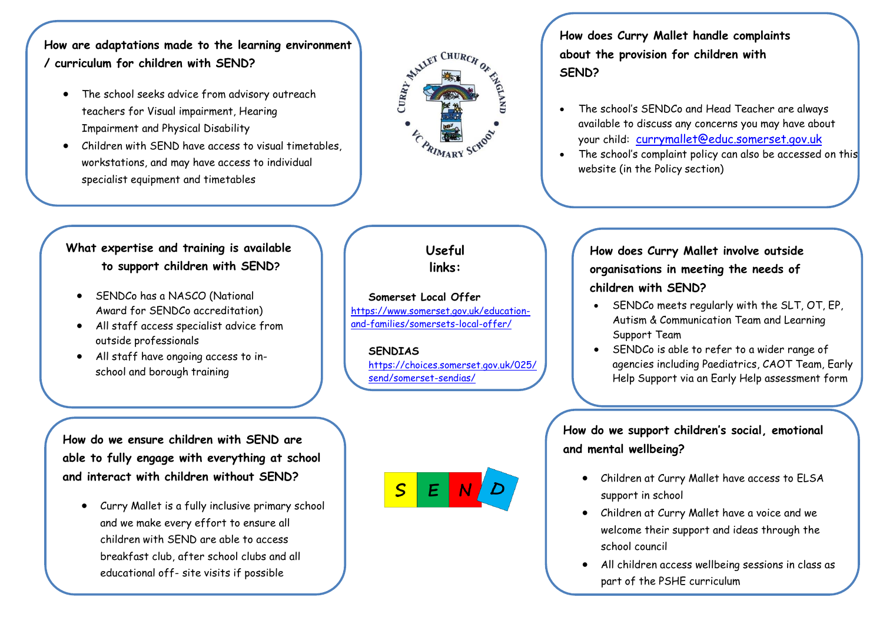## How are adaptations made to the learning environment / curriculum for children with SEND?

- The school seeks advice from advisory outreach teachers for Visual impairment, Hearing Impairment and Physical Disability
- Children with SEND have access to visual timetables, workstations, and may have access to individual specialist equipment and timetables

## How does Curry Mallet handle complaints about the provision for children with SEND?

- The school's SENDCo and Head Teacher are always available to discuss any concerns you may have about your child: [currymallet@educ.somerset.gov.uk](mailto:currymallet@educ.somerset.gov.uk)
- The school's complaint policy can also be accessed on this website (in the Policy section)

## What expertise and training is available to support children with SEND?

- SENDCo has a NASCO (National Award for SENDCo accreditation)
- All staff access specialist advice from outside professionals
- All staff have ongoing access to in-school and borough training

## Useful links:

**Somerset Local Offer**
[https://www.somerset.gov.uk/education-and-families/somersets-local-offer/](https://www.somerset.gov.uk/education-and-families/somersets-local-offer/)

**SENDIAS**
[https://choices.somerset.gov.uk/025/send/somerset-sendias/](https://choices.somerset.gov.uk/025/send/somerset-sendias/)

## How does Curry Mallet involve outside organisations in meeting the needs of children with SEND?

- SENDCo meets regularly with the SLT, OT, EP, Autism & Communication Team and Learning Support Team
- SENDCo is able to refer to a wider range of agencies including Paediatrics, CAOT Team, Early Help Support via an Early Help assessment form

## How do we ensure children with SEND are able to fully engage with everything at school and interact with children without SEND?

- Curry Mallet is a fully inclusive primary school and we make every effort to ensure all children with SEND are able to access breakfast club, after school clubs and all educational off- site visits if possible

## How do we support children's social, emotional and mental wellbeing?

- Children at Curry Mallet have access to ELSA support in school
- Children at Curry Mallet have a voice and we welcome their support and ideas through the school council
- All children access wellbeing sessions in class as part of the PSHE curriculum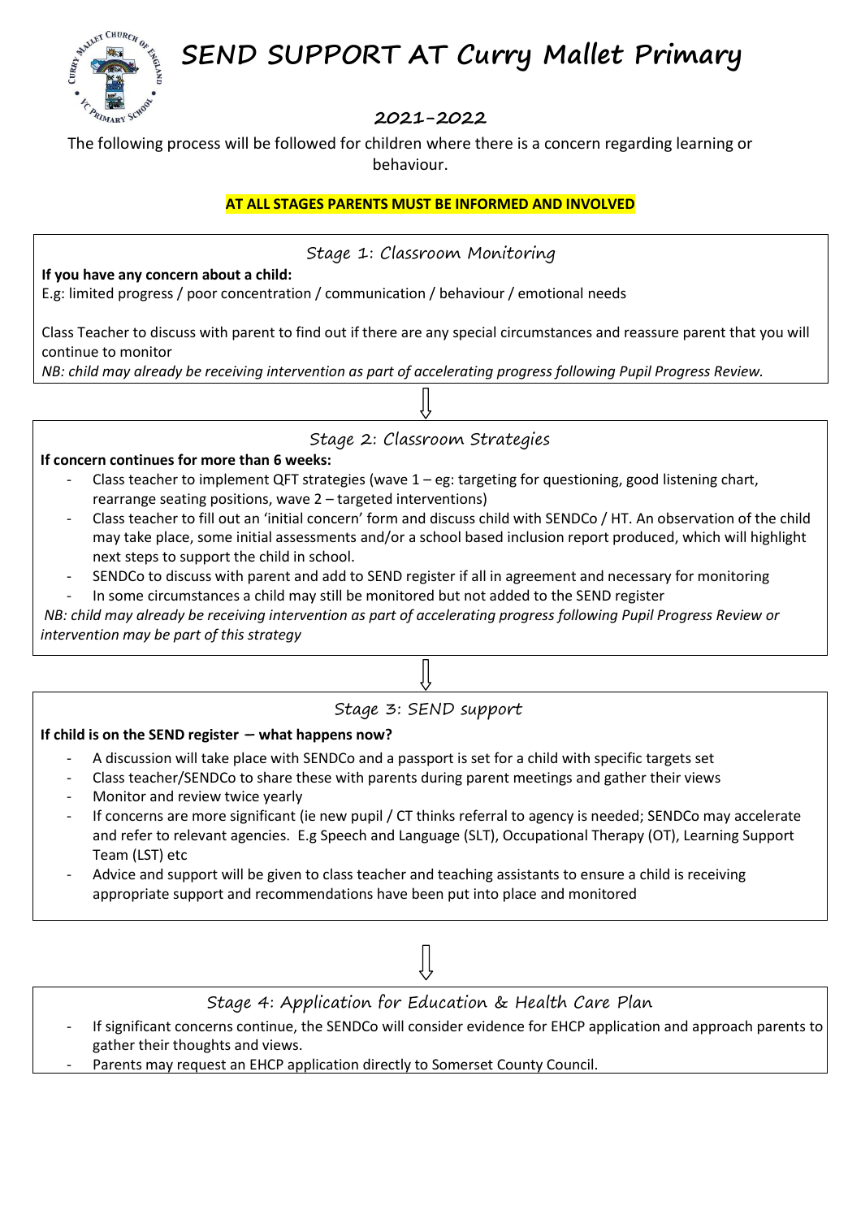# SEND SUPPORT AT Curry Mallet Primary

## 2021-2022

The following process will be followed for children where there is a concern regarding learning or behaviour.

**AT ALL STAGES PARENTS MUST BE INFORMED AND INVOLVED**

### Stage 1: Classroom Monitoring

**If you have any concern about a child:**

E.g: limited progress / poor concentration / communication / behaviour / emotional needs

Class Teacher to discuss with parent to find out if there are any special circumstances and reassure parent that you will continue to monitor

*NB: child may already be receiving intervention as part of accelerating progress following Pupil Progress Review.*

⇩

### Stage 2: Classroom Strategies

**If concern continues for more than 6 weeks:**

- Class teacher to implement QFT strategies (wave 1 – eg: targeting for questioning, good listening chart, rearrange seating positions, wave 2 – targeted interventions)
- Class teacher to fill out an 'initial concern' form and discuss child with SENDCo / HT. An observation of the child may take place, some initial assessments and/or a school based inclusion report produced, which will highlight next steps to support the child in school.
- SENDCo to discuss with parent and add to SEND register if all in agreement and necessary for monitoring
- In some circumstances a child may still be monitored but not added to the SEND register

*NB: child may already be receiving intervention as part of accelerating progress following Pupil Progress Review or intervention may be part of this strategy*

⇩

### Stage 3: SEND support

**If child is on the SEND register – what happens now?**

- A discussion will take place with SENDCo and a passport is set for a child with specific targets set
- Class teacher/SENDCo to share these with parents during parent meetings and gather their views
- Monitor and review twice yearly
- If concerns are more significant (ie new pupil / CT thinks referral to agency is needed; SENDCo may accelerate and refer to relevant agencies. E.g Speech and Language (SLT), Occupational Therapy (OT), Learning Support Team (LST) etc
- Advice and support will be given to class teacher and teaching assistants to ensure a child is receiving appropriate support and recommendations have been put into place and monitored

⇩

### Stage 4: Application for Education & Health Care Plan

- If significant concerns continue, the SENDCo will consider evidence for EHCP application and approach parents to gather their thoughts and views.
- Parents may request an EHCP application directly to Somerset County Council.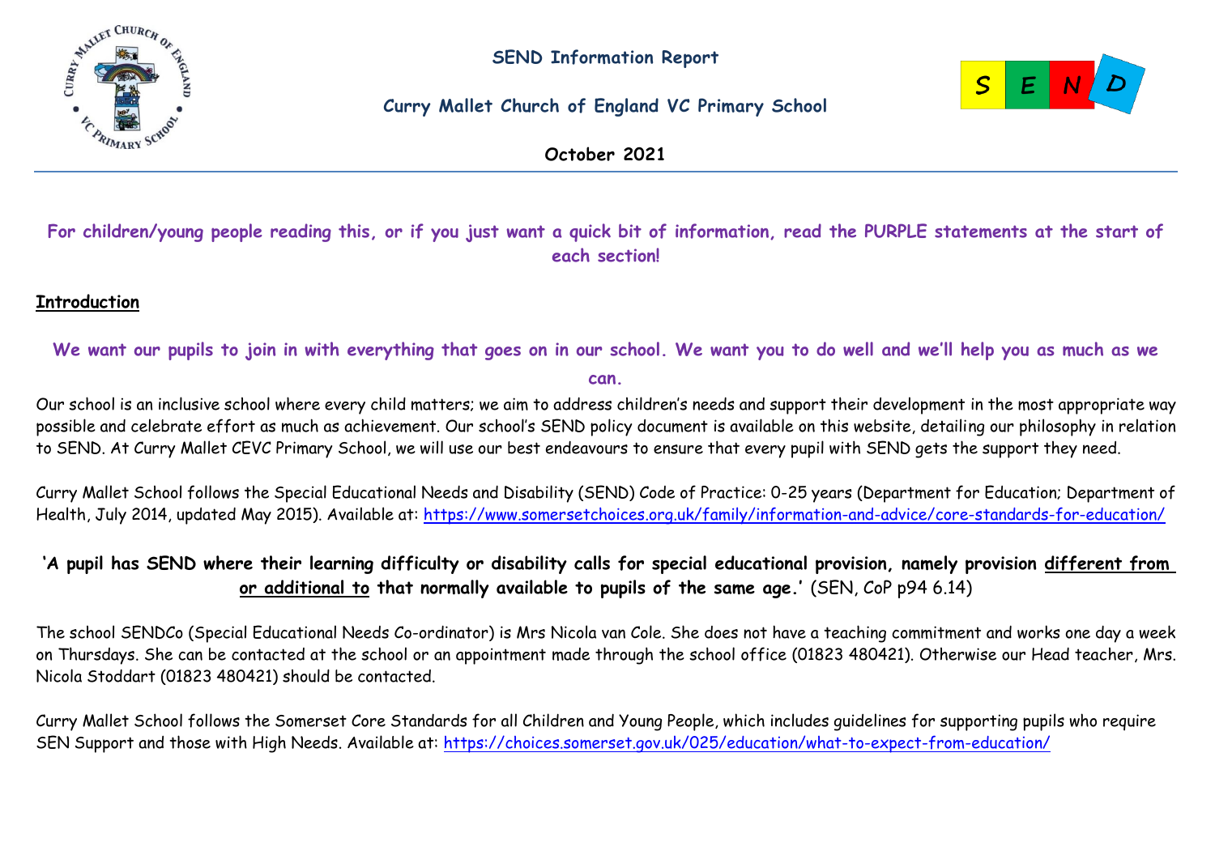**SEND Information Report**

**Curry Mallet Church of England VC Primary School**

**October 2021**

**For children/young people reading this, or if you just want a quick bit of information, read the PURPLE statements at the start of each section!**

## Introduction

**We want our pupils to join in with everything that goes on in our school. We want you to do well and we'll help you as much as we can.**

Our school is an inclusive school where every child matters; we aim to address children's needs and support their development in the most appropriate way possible and celebrate effort as much as achievement. Our school's SEND policy document is available on this website, detailing our philosophy in relation to SEND. At Curry Mallet CEVC Primary School, we will use our best endeavours to ensure that every pupil with SEND gets the support they need.

Curry Mallet School follows the Special Educational Needs and Disability (SEND) Code of Practice: 0-25 years (Department for Education; Department of Health, July 2014, updated May 2015). Available at: https://www.somersetchoices.org.uk/family/information-and-advice/core-standards-for-education/

**'A pupil has SEND where their learning difficulty or disability calls for special educational provision, namely provision different from or additional to that normally available to pupils of the same age.'** (SEN, CoP p94 6.14)

The school SENDCo (Special Educational Needs Co-ordinator) is Mrs Nicola van Cole. She does not have a teaching commitment and works one day a week on Thursdays. She can be contacted at the school or an appointment made through the school office (01823 480421). Otherwise our Head teacher, Mrs. Nicola Stoddart (01823 480421) should be contacted.

Curry Mallet School follows the Somerset Core Standards for all Children and Young People, which includes guidelines for supporting pupils who require SEN Support and those with High Needs. Available at: https://choices.somerset.gov.uk/025/education/what-to-expect-from-education/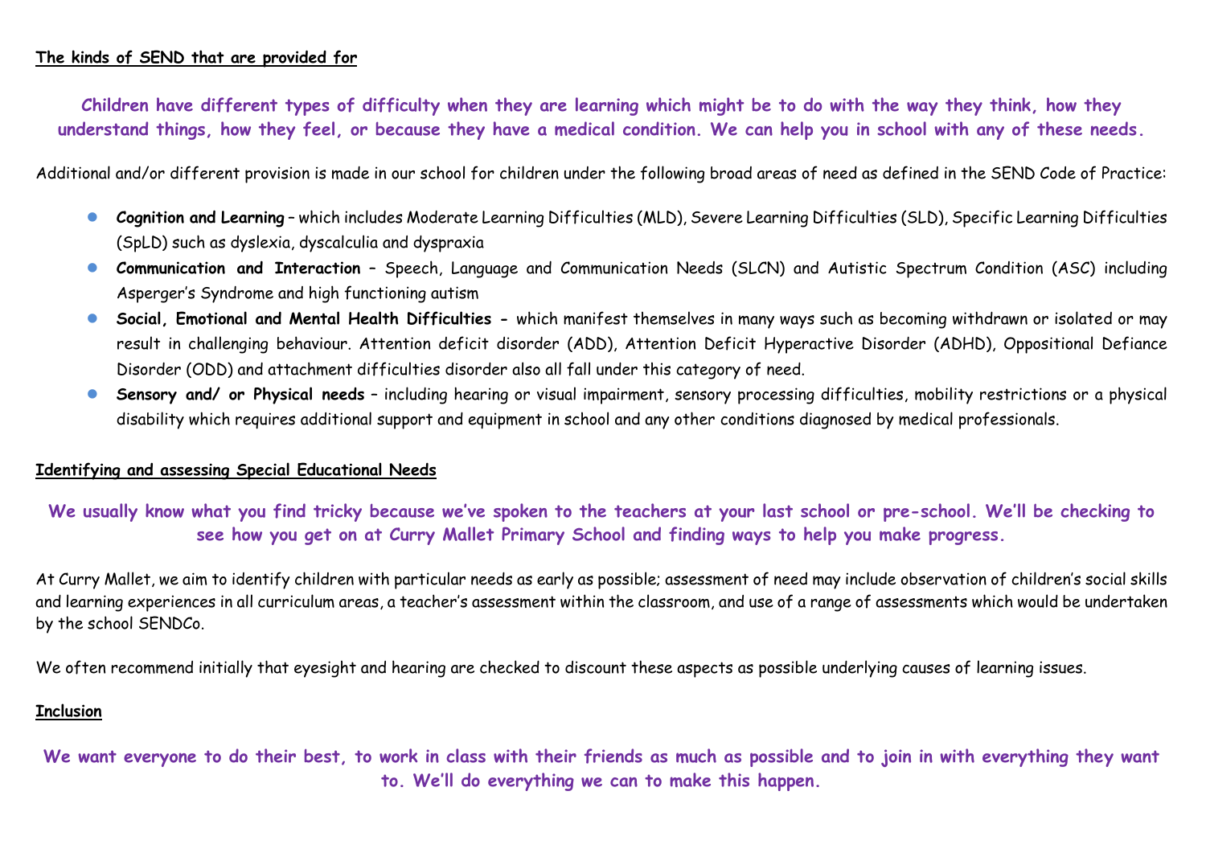**The kinds of SEND that are provided for**

**Children have different types of difficulty when they are learning which might be to do with the way they think, how they understand things, how they feel, or because they have a medical condition. We can help you in school with any of these needs.**

Additional and/or different provision is made in our school for children under the following broad areas of need as defined in the SEND Code of Practice:

- **Cognition and Learning** – which includes Moderate Learning Difficulties (MLD), Severe Learning Difficulties (SLD), Specific Learning Difficulties (SpLD) such as dyslexia, dyscalculia and dyspraxia
- **Communication and Interaction** – Speech, Language and Communication Needs (SLCN) and Autistic Spectrum Condition (ASC) including Asperger's Syndrome and high functioning autism
- **Social, Emotional and Mental Health Difficulties -** which manifest themselves in many ways such as becoming withdrawn or isolated or may result in challenging behaviour. Attention deficit disorder (ADD), Attention Deficit Hyperactive Disorder (ADHD), Oppositional Defiance Disorder (ODD) and attachment difficulties disorder also all fall under this category of need.
- **Sensory and/ or Physical needs** – including hearing or visual impairment, sensory processing difficulties, mobility restrictions or a physical disability which requires additional support and equipment in school and any other conditions diagnosed by medical professionals.

**Identifying and assessing Special Educational Needs**

**We usually know what you find tricky because we've spoken to the teachers at your last school or pre-school. We'll be checking to see how you get on at Curry Mallet Primary School and finding ways to help you make progress.**

At Curry Mallet, we aim to identify children with particular needs as early as possible; assessment of need may include observation of children's social skills and learning experiences in all curriculum areas, a teacher's assessment within the classroom, and use of a range of assessments which would be undertaken by the school SENDCo.

We often recommend initially that eyesight and hearing are checked to discount these aspects as possible underlying causes of learning issues.

**Inclusion**

**We want everyone to do their best, to work in class with their friends as much as possible and to join in with everything they want to. We'll do everything we can to make this happen.**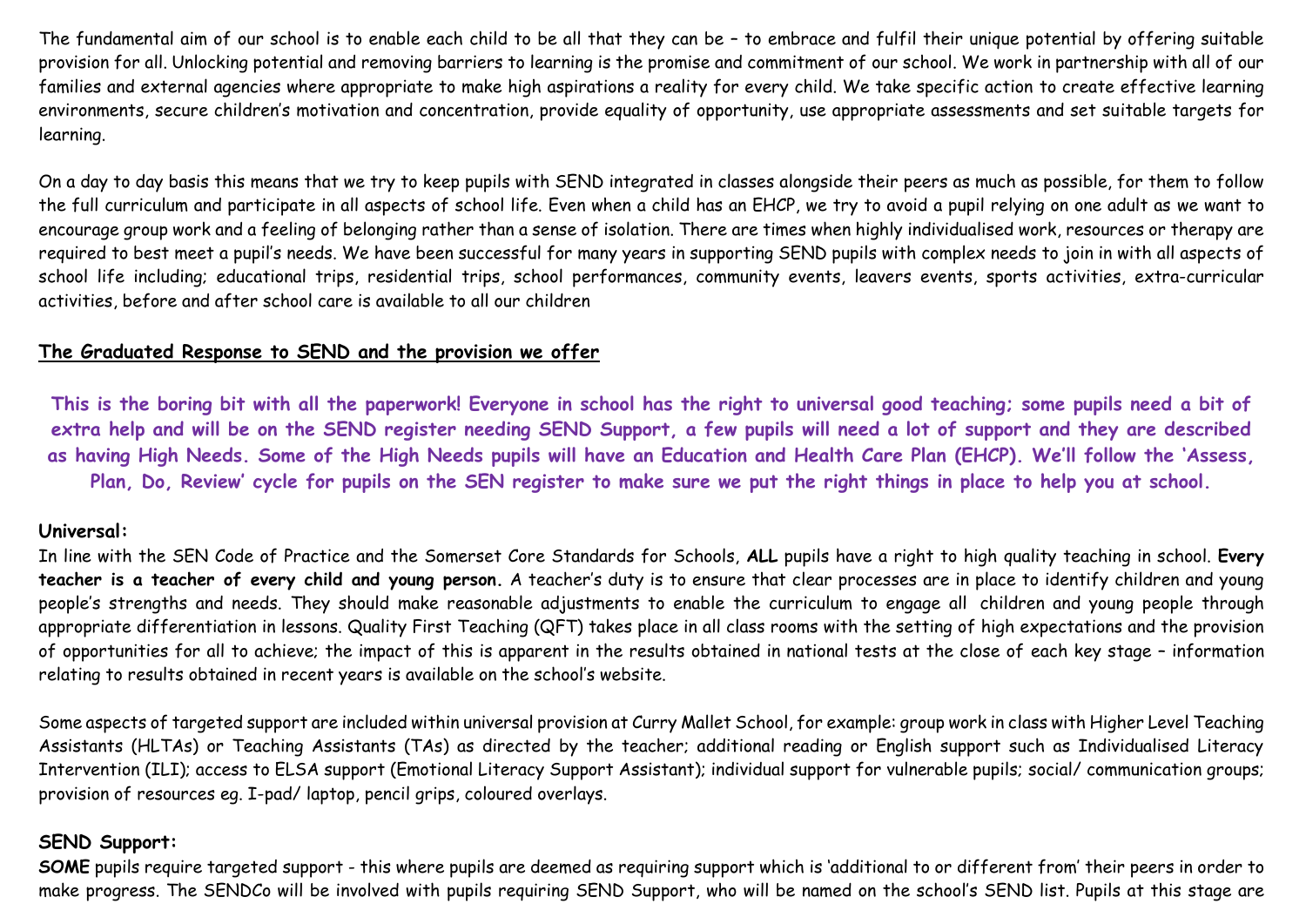The fundamental aim of our school is to enable each child to be all that they can be – to embrace and fulfil their unique potential by offering suitable provision for all. Unlocking potential and removing barriers to learning is the promise and commitment of our school. We work in partnership with all of our families and external agencies where appropriate to make high aspirations a reality for every child. We take specific action to create effective learning environments, secure children's motivation and concentration, provide equality of opportunity, use appropriate assessments and set suitable targets for learning.

On a day to day basis this means that we try to keep pupils with SEND integrated in classes alongside their peers as much as possible, for them to follow the full curriculum and participate in all aspects of school life. Even when a child has an EHCP, we try to avoid a pupil relying on one adult as we want to encourage group work and a feeling of belonging rather than a sense of isolation. There are times when highly individualised work, resources or therapy are required to best meet a pupil's needs. We have been successful for many years in supporting SEND pupils with complex needs to join in with all aspects of school life including; educational trips, residential trips, school performances, community events, leavers events, sports activities, extra-curricular activities, before and after school care is available to all our children

## The Graduated Response to SEND and the provision we offer

**This is the boring bit with all the paperwork! Everyone in school has the right to universal good teaching; some pupils need a bit of extra help and will be on the SEND register needing SEND Support, a few pupils will need a lot of support and they are described as having High Needs. Some of the High Needs pupils will have an Education and Health Care Plan (EHCP). We'll follow the 'Assess, Plan, Do, Review' cycle for pupils on the SEN register to make sure we put the right things in place to help you at school.**

### Universal:

In line with the SEN Code of Practice and the Somerset Core Standards for Schools, **ALL** pupils have a right to high quality teaching in school. **Every teacher is a teacher of every child and young person.** A teacher's duty is to ensure that clear processes are in place to identify children and young people's strengths and needs. They should make reasonable adjustments to enable the curriculum to engage all children and young people through appropriate differentiation in lessons. Quality First Teaching (QFT) takes place in all class rooms with the setting of high expectations and the provision of opportunities for all to achieve; the impact of this is apparent in the results obtained in national tests at the close of each key stage – information relating to results obtained in recent years is available on the school's website.

Some aspects of targeted support are included within universal provision at Curry Mallet School, for example: group work in class with Higher Level Teaching Assistants (HLTAs) or Teaching Assistants (TAs) as directed by the teacher; additional reading or English support such as Individualised Literacy Intervention (ILI); access to ELSA support (Emotional Literacy Support Assistant); individual support for vulnerable pupils; social/ communication groups; provision of resources eg. I-pad/ laptop, pencil grips, coloured overlays.

### SEND Support:

**SOME** pupils require targeted support - this where pupils are deemed as requiring support which is 'additional to or different from' their peers in order to make progress. The SENDCo will be involved with pupils requiring SEND Support, who will be named on the school's SEND list. Pupils at this stage are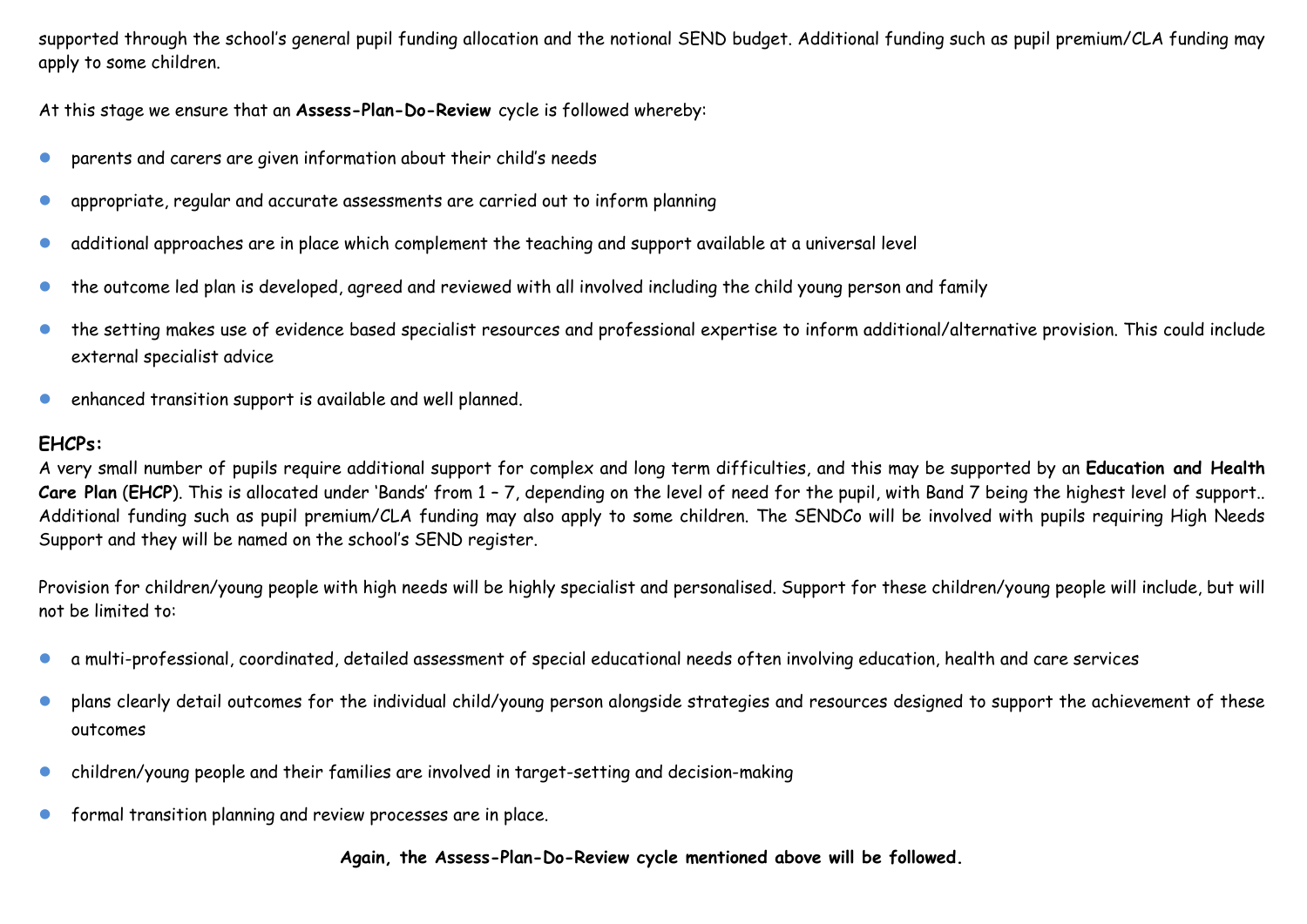supported through the school's general pupil funding allocation and the notional SEND budget. Additional funding such as pupil premium/CLA funding may apply to some children.

At this stage we ensure that an **Assess-Plan-Do-Review** cycle is followed whereby:

- parents and carers are given information about their child's needs
- appropriate, regular and accurate assessments are carried out to inform planning
- additional approaches are in place which complement the teaching and support available at a universal level
- the outcome led plan is developed, agreed and reviewed with all involved including the child young person and family
- the setting makes use of evidence based specialist resources and professional expertise to inform additional/alternative provision. This could include external specialist advice
- enhanced transition support is available and well planned.

**EHCPs:**

A very small number of pupils require additional support for complex and long term difficulties, and this may be supported by an **Education and Health Care Plan** (**EHCP**). This is allocated under 'Bands' from 1 – 7, depending on the level of need for the pupil, with Band 7 being the highest level of support.. Additional funding such as pupil premium/CLA funding may also apply to some children. The SENDCo will be involved with pupils requiring High Needs Support and they will be named on the school's SEND register.

Provision for children/young people with high needs will be highly specialist and personalised. Support for these children/young people will include, but will not be limited to:

- a multi-professional, coordinated, detailed assessment of special educational needs often involving education, health and care services
- plans clearly detail outcomes for the individual child/young person alongside strategies and resources designed to support the achievement of these outcomes
- children/young people and their families are involved in target-setting and decision-making
- formal transition planning and review processes are in place.

**Again, the Assess-Plan-Do-Review cycle mentioned above will be followed.**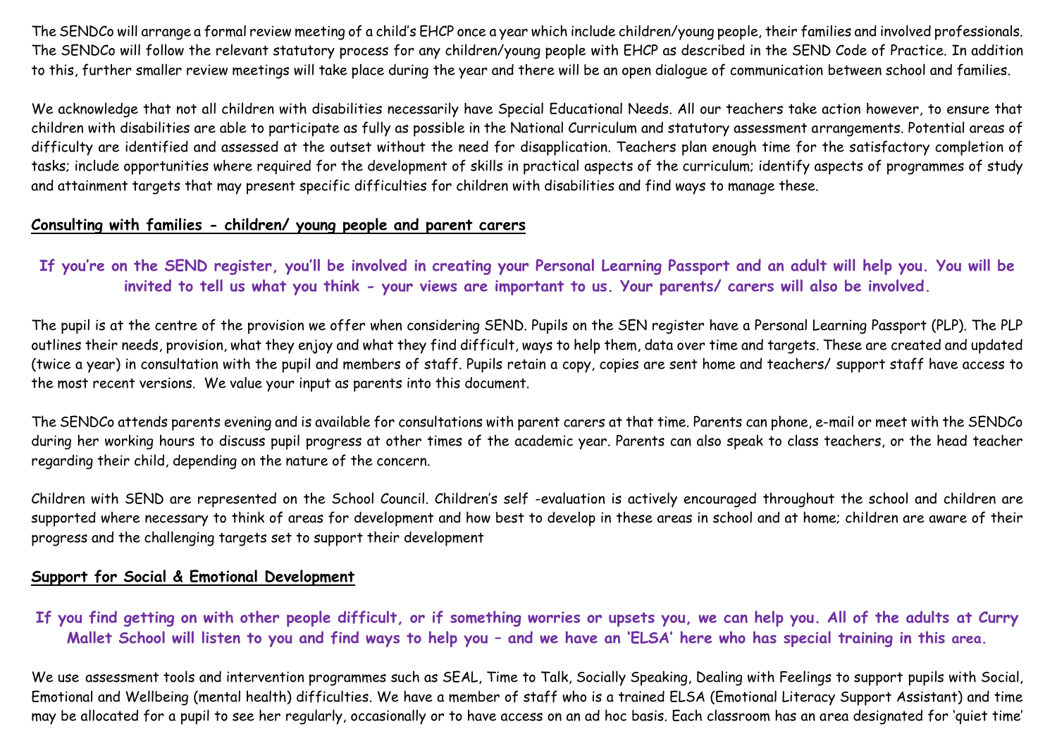The SENDCo will arrange a formal review meeting of a child's EHCP once a year which include children/young people, their families and involved professionals. The SENDCo will follow the relevant statutory process for any children/young people with EHCP as described in the SEND Code of Practice. In addition to this, further smaller review meetings will take place during the year and there will be an open dialogue of communication between school and families.

We acknowledge that not all children with disabilities necessarily have Special Educational Needs. All our teachers take action however, to ensure that children with disabilities are able to participate as fully as possible in the National Curriculum and statutory assessment arrangements. Potential areas of difficulty are identified and assessed at the outset without the need for disapplication. Teachers plan enough time for the satisfactory completion of tasks; include opportunities where required for the development of skills in practical aspects of the curriculum; identify aspects of programmes of study and attainment targets that may present specific difficulties for children with disabilities and find ways to manage these.

## Consulting with families - children/ young people and parent carers

**If you're on the SEND register, you'll be involved in creating your Personal Learning Passport and an adult will help you. You will be invited to tell us what you think - your views are important to us. Your parents/ carers will also be involved.**

The pupil is at the centre of the provision we offer when considering SEND. Pupils on the SEN register have a Personal Learning Passport (PLP). The PLP outlines their needs, provision, what they enjoy and what they find difficult, ways to help them, data over time and targets. These are created and updated (twice a year) in consultation with the pupil and members of staff. Pupils retain a copy, copies are sent home and teachers/ support staff have access to the most recent versions. We value your input as parents into this document.

The SENDCo attends parents evening and is available for consultations with parent carers at that time. Parents can phone, e-mail or meet with the SENDCo during her working hours to discuss pupil progress at other times of the academic year. Parents can also speak to class teachers, or the head teacher regarding their child, depending on the nature of the concern.

Children with SEND are represented on the School Council. Children's self -evaluation is actively encouraged throughout the school and children are supported where necessary to think of areas for development and how best to develop in these areas in school and at home; children are aware of their progress and the challenging targets set to support their development

## Support for Social & Emotional Development

**If you find getting on with other people difficult, or if something worries or upsets you, we can help you. All of the adults at Curry Mallet School will listen to you and find ways to help you – and we have an 'ELSA' here who has special training in this area.**

We use assessment tools and intervention programmes such as SEAL, Time to Talk, Socially Speaking, Dealing with Feelings to support pupils with Social, Emotional and Wellbeing (mental health) difficulties. We have a member of staff who is a trained ELSA (Emotional Literacy Support Assistant) and time may be allocated for a pupil to see her regularly, occasionally or to have access on an ad hoc basis. Each classroom has an area designated for 'quiet time'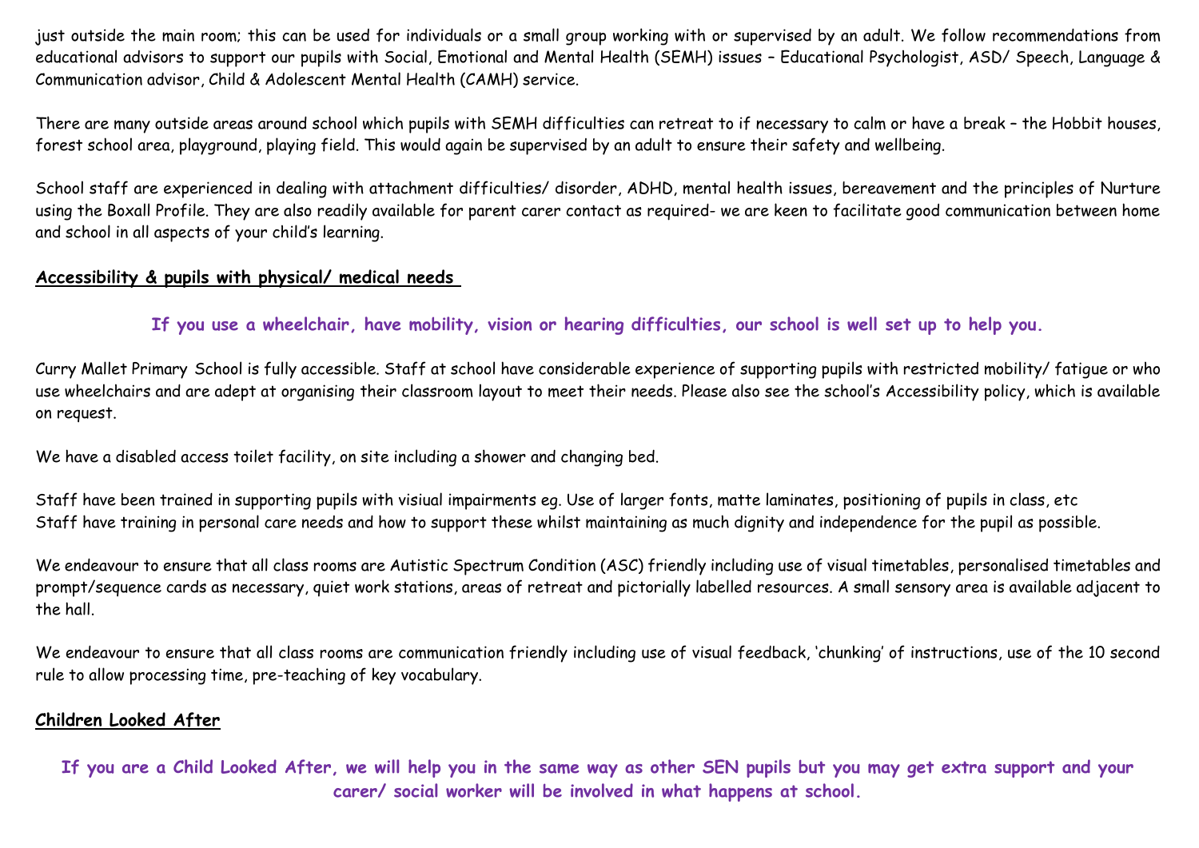just outside the main room; this can be used for individuals or a small group working with or supervised by an adult. We follow recommendations from educational advisors to support our pupils with Social, Emotional and Mental Health (SEMH) issues – Educational Psychologist, ASD/ Speech, Language & Communication advisor, Child & Adolescent Mental Health (CAMH) service.

There are many outside areas around school which pupils with SEMH difficulties can retreat to if necessary to calm or have a break – the Hobbit houses, forest school area, playground, playing field. This would again be supervised by an adult to ensure their safety and wellbeing.

School staff are experienced in dealing with attachment difficulties/ disorder, ADHD, mental health issues, bereavement and the principles of Nurture using the Boxall Profile. They are also readily available for parent carer contact as required- we are keen to facilitate good communication between home and school in all aspects of your child's learning.

## Accessibility & pupils with physical/ medical needs

**If you use a wheelchair, have mobility, vision or hearing difficulties, our school is well set up to help you.**

Curry Mallet Primary School is fully accessible. Staff at school have considerable experience of supporting pupils with restricted mobility/ fatigue or who use wheelchairs and are adept at organising their classroom layout to meet their needs. Please also see the school's Accessibility policy, which is available on request.

We have a disabled access toilet facility, on site including a shower and changing bed.

Staff have been trained in supporting pupils with visiual impairments eg. Use of larger fonts, matte laminates, positioning of pupils in class, etc
Staff have training in personal care needs and how to support these whilst maintaining as much dignity and independence for the pupil as possible.

We endeavour to ensure that all class rooms are Autistic Spectrum Condition (ASC) friendly including use of visual timetables, personalised timetables and prompt/sequence cards as necessary, quiet work stations, areas of retreat and pictorially labelled resources. A small sensory area is available adjacent to the hall.

We endeavour to ensure that all class rooms are communication friendly including use of visual feedback, 'chunking' of instructions, use of the 10 second rule to allow processing time, pre-teaching of key vocabulary.

## Children Looked After

**If you are a Child Looked After, we will help you in the same way as other SEN pupils but you may get extra support and your carer/ social worker will be involved in what happens at school.**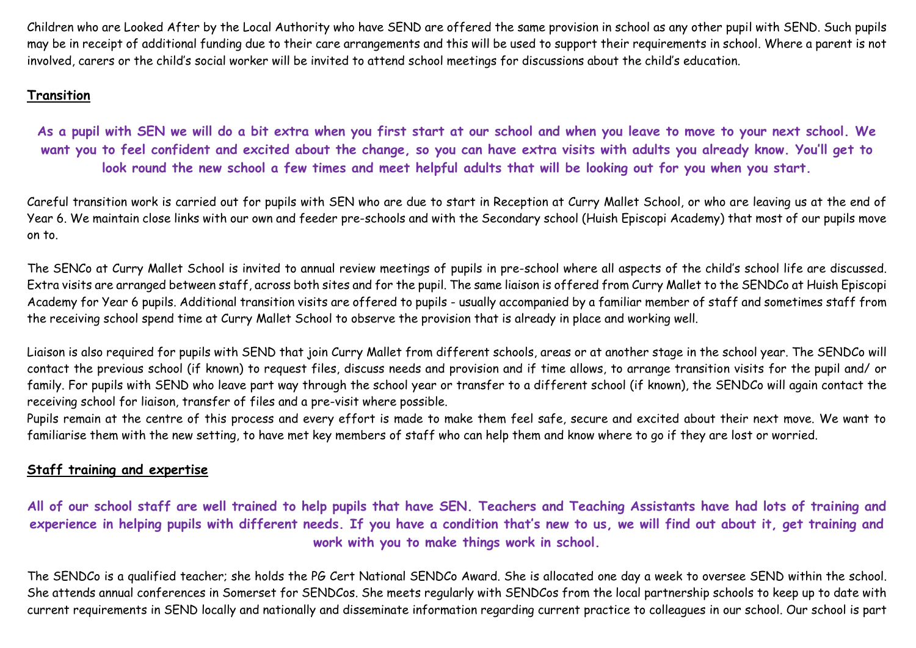Children who are Looked After by the Local Authority who have SEND are offered the same provision in school as any other pupil with SEND. Such pupils may be in receipt of additional funding due to their care arrangements and this will be used to support their requirements in school. Where a parent is not involved, carers or the child's social worker will be invited to attend school meetings for discussions about the child's education.

## Transition

**As a pupil with SEN we will do a bit extra when you first start at our school and when you leave to move to your next school. We want you to feel confident and excited about the change, so you can have extra visits with adults you already know. You'll get to look round the new school a few times and meet helpful adults that will be looking out for you when you start.**

Careful transition work is carried out for pupils with SEN who are due to start in Reception at Curry Mallet School, or who are leaving us at the end of Year 6. We maintain close links with our own and feeder pre-schools and with the Secondary school (Huish Episcopi Academy) that most of our pupils move on to.

The SENCo at Curry Mallet School is invited to annual review meetings of pupils in pre-school where all aspects of the child's school life are discussed. Extra visits are arranged between staff, across both sites and for the pupil. The same liaison is offered from Curry Mallet to the SENDCo at Huish Episcopi Academy for Year 6 pupils. Additional transition visits are offered to pupils - usually accompanied by a familiar member of staff and sometimes staff from the receiving school spend time at Curry Mallet School to observe the provision that is already in place and working well.

Liaison is also required for pupils with SEND that join Curry Mallet from different schools, areas or at another stage in the school year. The SENDCo will contact the previous school (if known) to request files, discuss needs and provision and if time allows, to arrange transition visits for the pupil and/ or family. For pupils with SEND who leave part way through the school year or transfer to a different school (if known), the SENDCo will again contact the receiving school for liaison, transfer of files and a pre-visit where possible.
Pupils remain at the centre of this process and every effort is made to make them feel safe, secure and excited about their next move. We want to familiarise them with the new setting, to have met key members of staff who can help them and know where to go if they are lost or worried.

## Staff training and expertise

**All of our school staff are well trained to help pupils that have SEN. Teachers and Teaching Assistants have had lots of training and experience in helping pupils with different needs. If you have a condition that's new to us, we will find out about it, get training and work with you to make things work in school.**

The SENDCo is a qualified teacher; she holds the PG Cert National SENDCo Award. She is allocated one day a week to oversee SEND within the school. She attends annual conferences in Somerset for SENDCos. She meets regularly with SENDCos from the local partnership schools to keep up to date with current requirements in SEND locally and nationally and disseminate information regarding current practice to colleagues in our school. Our school is part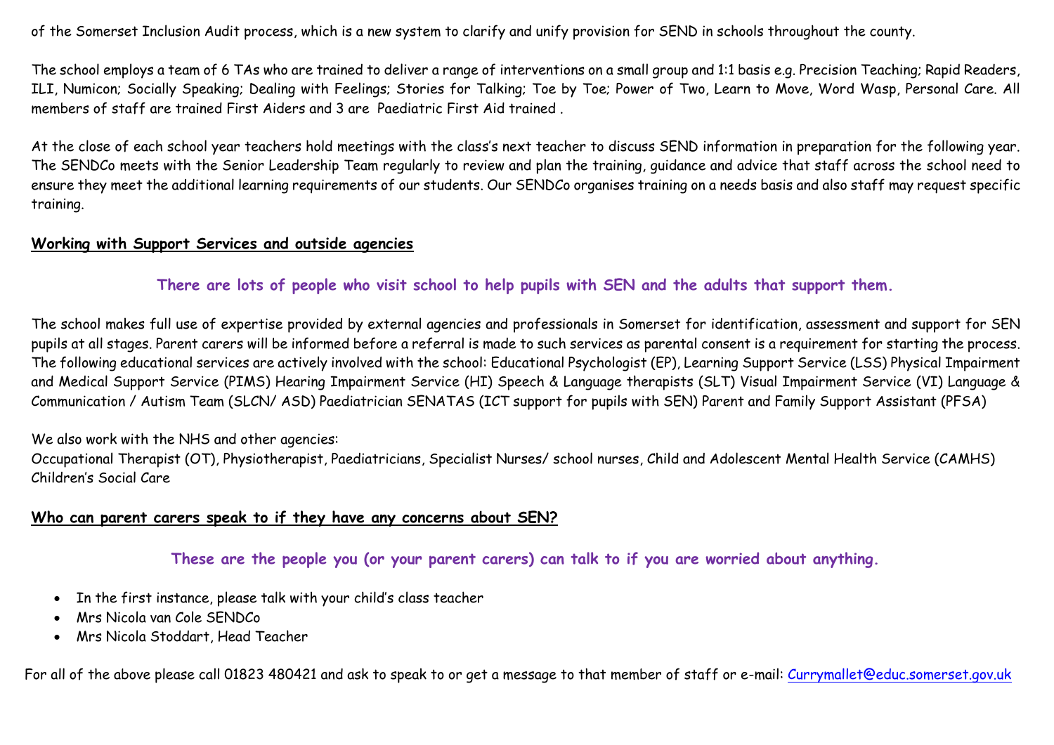of the Somerset Inclusion Audit process, which is a new system to clarify and unify provision for SEND in schools throughout the county.

The school employs a team of 6 TAs who are trained to deliver a range of interventions on a small group and 1:1 basis e.g. Precision Teaching; Rapid Readers, ILI, Numicon; Socially Speaking; Dealing with Feelings; Stories for Talking; Toe by Toe; Power of Two, Learn to Move, Word Wasp, Personal Care. All members of staff are trained First Aiders and 3 are Paediatric First Aid trained .

At the close of each school year teachers hold meetings with the class's next teacher to discuss SEND information in preparation for the following year. The SENDCo meets with the Senior Leadership Team regularly to review and plan the training, guidance and advice that staff across the school need to ensure they meet the additional learning requirements of our students. Our SENDCo organises training on a needs basis and also staff may request specific training.

## Working with Support Services and outside agencies

**There are lots of people who visit school to help pupils with SEN and the adults that support them.**

The school makes full use of expertise provided by external agencies and professionals in Somerset for identification, assessment and support for SEN pupils at all stages. Parent carers will be informed before a referral is made to such services as parental consent is a requirement for starting the process. The following educational services are actively involved with the school: Educational Psychologist (EP), Learning Support Service (LSS) Physical Impairment and Medical Support Service (PIMS) Hearing Impairment Service (HI) Speech & Language therapists (SLT) Visual Impairment Service (VI) Language & Communication / Autism Team (SLCN/ ASD) Paediatrician SENATAS (ICT support for pupils with SEN) Parent and Family Support Assistant (PFSA)

We also work with the NHS and other agencies:
Occupational Therapist (OT), Physiotherapist, Paediatricians, Specialist Nurses/ school nurses, Child and Adolescent Mental Health Service (CAMHS) Children's Social Care

## Who can parent carers speak to if they have any concerns about SEN?

**These are the people you (or your parent carers) can talk to if you are worried about anything.**

- In the first instance, please talk with your child's class teacher
- Mrs Nicola van Cole SENDCo
- Mrs Nicola Stoddart, Head Teacher

For all of the above please call 01823 480421 and ask to speak to or get a message to that member of staff or e-mail: Currymallet@educ.somerset.gov.uk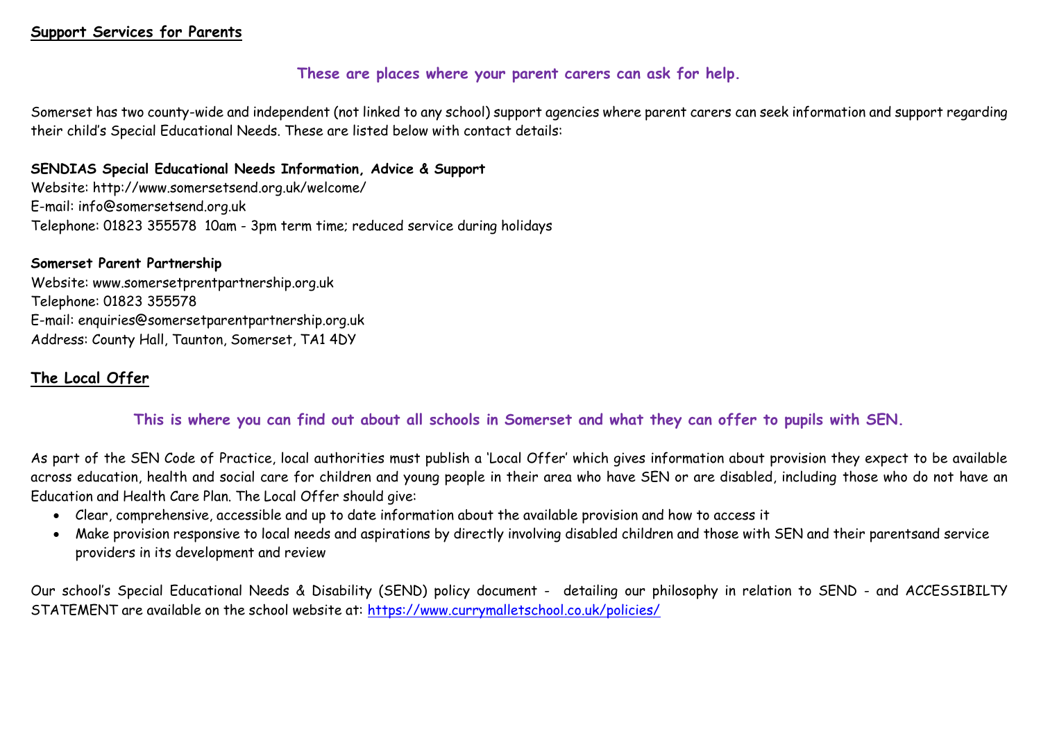## Support Services for Parents

**These are places where your parent carers can ask for help.**

Somerset has two county-wide and independent (not linked to any school) support agencies where parent carers can seek information and support regarding their child's Special Educational Needs. These are listed below with contact details:

**SENDIAS Special Educational Needs Information, Advice & Support**
Website: http://www.somersetsend.org.uk/welcome/
E-mail: info@somersetsend.org.uk
Telephone: 01823 355578 10am - 3pm term time; reduced service during holidays

**Somerset Parent Partnership**
Website: www.somersetprentpartnership.org.uk
Telephone: 01823 355578
E-mail: enquiries@somersetparentpartnership.org.uk
Address: County Hall, Taunton, Somerset, TA1 4DY

## The Local Offer

**This is where you can find out about all schools in Somerset and what they can offer to pupils with SEN.**

As part of the SEN Code of Practice, local authorities must publish a 'Local Offer' which gives information about provision they expect to be available across education, health and social care for children and young people in their area who have SEN or are disabled, including those who do not have an Education and Health Care Plan. The Local Offer should give:

- Clear, comprehensive, accessible and up to date information about the available provision and how to access it
- Make provision responsive to local needs and aspirations by directly involving disabled children and those with SEN and their parentsand service providers in its development and review

Our school's Special Educational Needs & Disability (SEND) policy document - detailing our philosophy in relation to SEND - and ACCESSIBILTY STATEMENT are available on the school website at: [https://www.currymalletschool.co.uk/policies/](https://www.currymalletschool.co.uk/policies/)